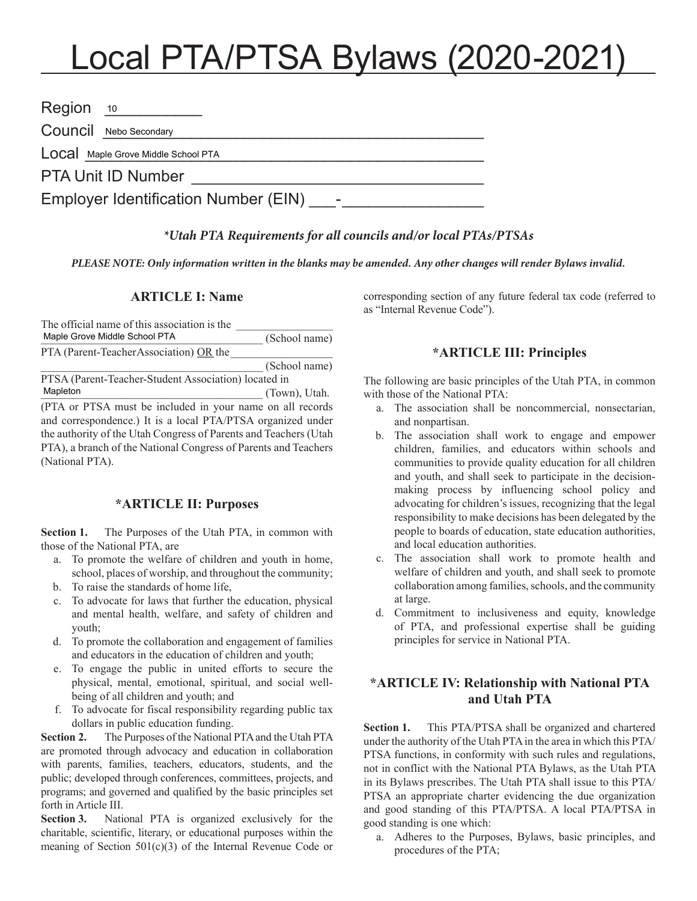# Local PTA/PTSA Bylaws (2020-2021)

Region 10

Council Nebo Secondary

Local Maple Grove Middle School PTA

PTA Unit ID Number ______________________________

Employer Identification Number (EIN) ___-______________

***Utah PTA Requirements for all councils and/or local PTAs/PTSAs***

***PLEASE NOTE: Only information written in the blanks may be amended. Any other changes will render Bylaws invalid.***

## ARTICLE I: Name

The official name of this association is the Maple Grove Middle School PTA (School name) PTA (Parent-Teacher Association) OR the ______________ (School name) PTSA (Parent-Teacher-Student Association) located in Mapleton (Town), Utah. (PTA or PTSA must be included in your name on all records and correspondence.) It is a local PTA/PTSA organized under the authority of the Utah Congress of Parents and Teachers (Utah PTA), a branch of the National Congress of Parents and Teachers (National PTA).

## *ARTICLE II: Purposes

**Section 1.** The Purposes of the Utah PTA, in common with those of the National PTA, are

a. To promote the welfare of children and youth in home, school, places of worship, and throughout the community;
b. To raise the standards of home life,
c. To advocate for laws that further the education, physical and mental health, welfare, and safety of children and youth;
d. To promote the collaboration and engagement of families and educators in the education of children and youth;
e. To engage the public in united efforts to secure the physical, mental, emotional, spiritual, and social well-being of all children and youth; and
f. To advocate for fiscal responsibility regarding public tax dollars in public education funding.

**Section 2.** The Purposes of the National PTA and the Utah PTA are promoted through advocacy and education in collaboration with parents, families, teachers, educators, students, and the public; developed through conferences, committees, projects, and programs; and governed and qualified by the basic principles set forth in Article III.

**Section 3.** National PTA is organized exclusively for the charitable, scientific, literary, or educational purposes within the meaning of Section 501(c)(3) of the Internal Revenue Code or corresponding section of any future federal tax code (referred to as "Internal Revenue Code").

## *ARTICLE III: Principles

The following are basic principles of the Utah PTA, in common with those of the National PTA:

a. The association shall be noncommercial, nonsectarian, and nonpartisan.
b. The association shall work to engage and empower children, families, and educators within schools and communities to provide quality education for all children and youth, and shall seek to participate in the decision-making process by influencing school policy and advocating for children's issues, recognizing that the legal responsibility to make decisions has been delegated by the people to boards of education, state education authorities, and local education authorities.
c. The association shall work to promote health and welfare of children and youth, and shall seek to promote collaboration among families, schools, and the community at large.
d. Commitment to inclusiveness and equity, knowledge of PTA, and professional expertise shall be guiding principles for service in National PTA.

## *ARTICLE IV: Relationship with National PTA and Utah PTA

**Section 1.** This PTA/PTSA shall be organized and chartered under the authority of the Utah PTA in the area in which this PTA/PTSA functions, in conformity with such rules and regulations, not in conflict with the National PTA Bylaws, as the Utah PTA in its Bylaws prescribes. The Utah PTA shall issue to this PTA/PTSA an appropriate charter evidencing the due organization and good standing of this PTA/PTSA. A local PTA/PTSA in good standing is one which:

a. Adheres to the Purposes, Bylaws, basic principles, and procedures of the PTA;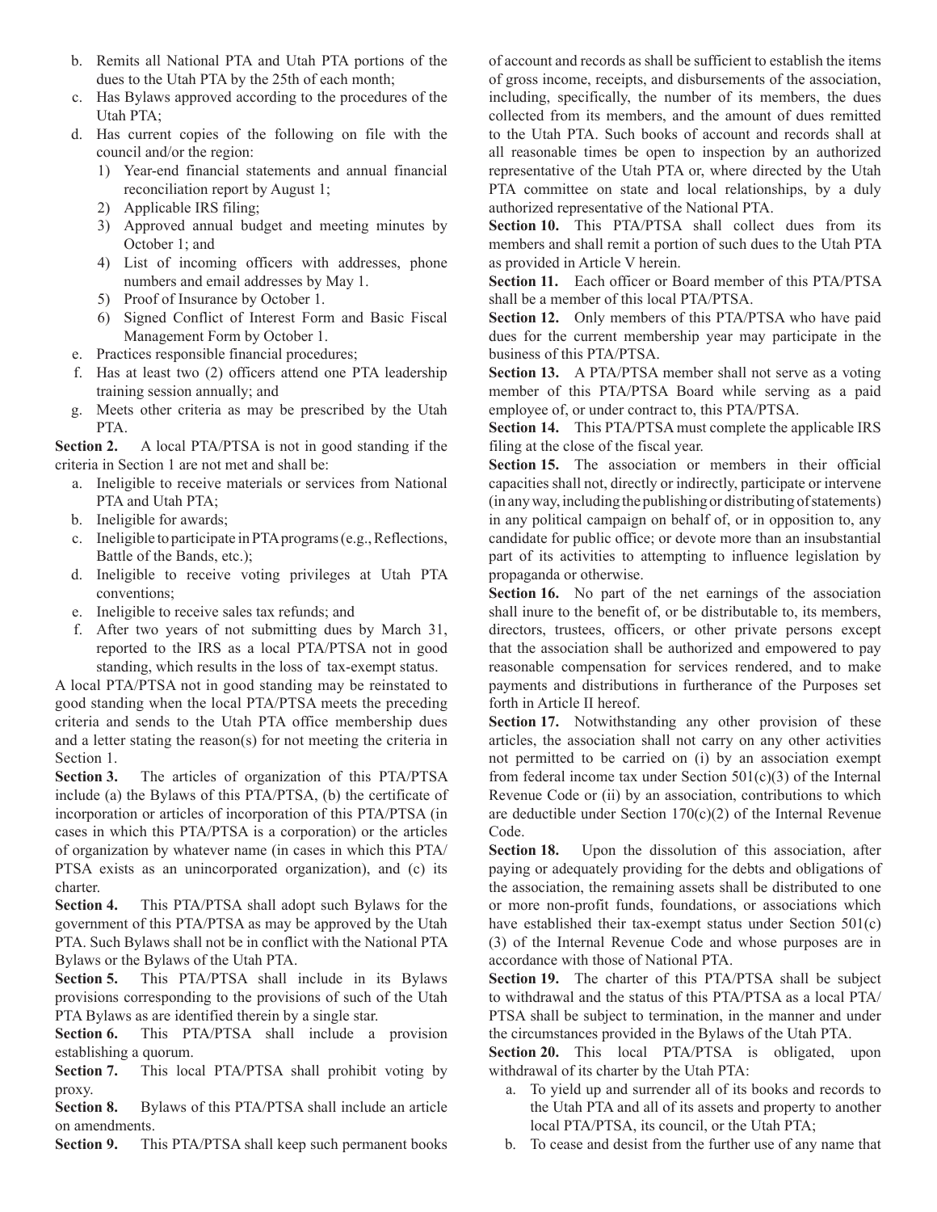b. Remits all National PTA and Utah PTA portions of the dues to the Utah PTA by the 25th of each month;
c. Has Bylaws approved according to the procedures of the Utah PTA;
d. Has current copies of the following on file with the council and/or the region:
   1) Year-end financial statements and annual financial reconciliation report by August 1;
   2) Applicable IRS filing;
   3) Approved annual budget and meeting minutes by October 1; and
   4) List of incoming officers with addresses, phone numbers and email addresses by May 1.
   5) Proof of Insurance by October 1.
   6) Signed Conflict of Interest Form and Basic Fiscal Management Form by October 1.
e. Practices responsible financial procedures;
f. Has at least two (2) officers attend one PTA leadership training session annually; and
g. Meets other criteria as may be prescribed by the Utah PTA.

**Section 2.** A local PTA/PTSA is not in good standing if the criteria in Section 1 are not met and shall be:

a. Ineligible to receive materials or services from National PTA and Utah PTA;
b. Ineligible for awards;
c. Ineligible to participate in PTA programs (e.g., Reflections, Battle of the Bands, etc.);
d. Ineligible to receive voting privileges at Utah PTA conventions;
e. Ineligible to receive sales tax refunds; and
f. After two years of not submitting dues by March 31, reported to the IRS as a local PTA/PTSA not in good standing, which results in the loss of tax-exempt status.

A local PTA/PTSA not in good standing may be reinstated to good standing when the local PTA/PTSA meets the preceding criteria and sends to the Utah PTA office membership dues and a letter stating the reason(s) for not meeting the criteria in Section 1.

**Section 3.** The articles of organization of this PTA/PTSA include (a) the Bylaws of this PTA/PTSA, (b) the certificate of incorporation or articles of incorporation of this PTA/PTSA (in cases in which this PTA/PTSA is a corporation) or the articles of organization by whatever name (in cases in which this PTA/PTSA exists as an unincorporated organization), and (c) its charter.

**Section 4.** This PTA/PTSA shall adopt such Bylaws for the government of this PTA/PTSA as may be approved by the Utah PTA. Such Bylaws shall not be in conflict with the National PTA Bylaws or the Bylaws of the Utah PTA.

**Section 5.** This PTA/PTSA shall include in its Bylaws provisions corresponding to the provisions of such of the Utah PTA Bylaws as are identified therein by a single star.

**Section 6.** This PTA/PTSA shall include a provision establishing a quorum.

**Section 7.** This local PTA/PTSA shall prohibit voting by proxy.

**Section 8.** Bylaws of this PTA/PTSA shall include an article on amendments.

**Section 9.** This PTA/PTSA shall keep such permanent books of account and records as shall be sufficient to establish the items of gross income, receipts, and disbursements of the association, including, specifically, the number of its members, the dues collected from its members, and the amount of dues remitted to the Utah PTA. Such books of account and records shall at all reasonable times be open to inspection by an authorized representative of the Utah PTA or, where directed by the Utah PTA committee on state and local relationships, by a duly authorized representative of the National PTA.

**Section 10.** This PTA/PTSA shall collect dues from its members and shall remit a portion of such dues to the Utah PTA as provided in Article V herein.

**Section 11.** Each officer or Board member of this PTA/PTSA shall be a member of this local PTA/PTSA.

**Section 12.** Only members of this PTA/PTSA who have paid dues for the current membership year may participate in the business of this PTA/PTSA.

**Section 13.** A PTA/PTSA member shall not serve as a voting member of this PTA/PTSA Board while serving as a paid employee of, or under contract to, this PTA/PTSA.

**Section 14.** This PTA/PTSA must complete the applicable IRS filing at the close of the fiscal year.

**Section 15.** The association or members in their official capacities shall not, directly or indirectly, participate or intervene (in any way, including the publishing or distributing of statements) in any political campaign on behalf of, or in opposition to, any candidate for public office; or devote more than an insubstantial part of its activities to attempting to influence legislation by propaganda or otherwise.

**Section 16.** No part of the net earnings of the association shall inure to the benefit of, or be distributable to, its members, directors, trustees, officers, or other private persons except that the association shall be authorized and empowered to pay reasonable compensation for services rendered, and to make payments and distributions in furtherance of the Purposes set forth in Article II hereof.

**Section 17.** Notwithstanding any other provision of these articles, the association shall not carry on any other activities not permitted to be carried on (i) by an association exempt from federal income tax under Section 501(c)(3) of the Internal Revenue Code or (ii) by an association, contributions to which are deductible under Section 170(c)(2) of the Internal Revenue Code.

**Section 18.** Upon the dissolution of this association, after paying or adequately providing for the debts and obligations of the association, the remaining assets shall be distributed to one or more non-profit funds, foundations, or associations which have established their tax-exempt status under Section 501(c)(3) of the Internal Revenue Code and whose purposes are in accordance with those of National PTA.

**Section 19.** The charter of this PTA/PTSA shall be subject to withdrawal and the status of this PTA/PTSA as a local PTA/PTSA shall be subject to termination, in the manner and under the circumstances provided in the Bylaws of the Utah PTA.

**Section 20.** This local PTA/PTSA is obligated, upon withdrawal of its charter by the Utah PTA:

a. To yield up and surrender all of its books and records to the Utah PTA and all of its assets and property to another local PTA/PTSA, its council, or the Utah PTA;
b. To cease and desist from the further use of any name that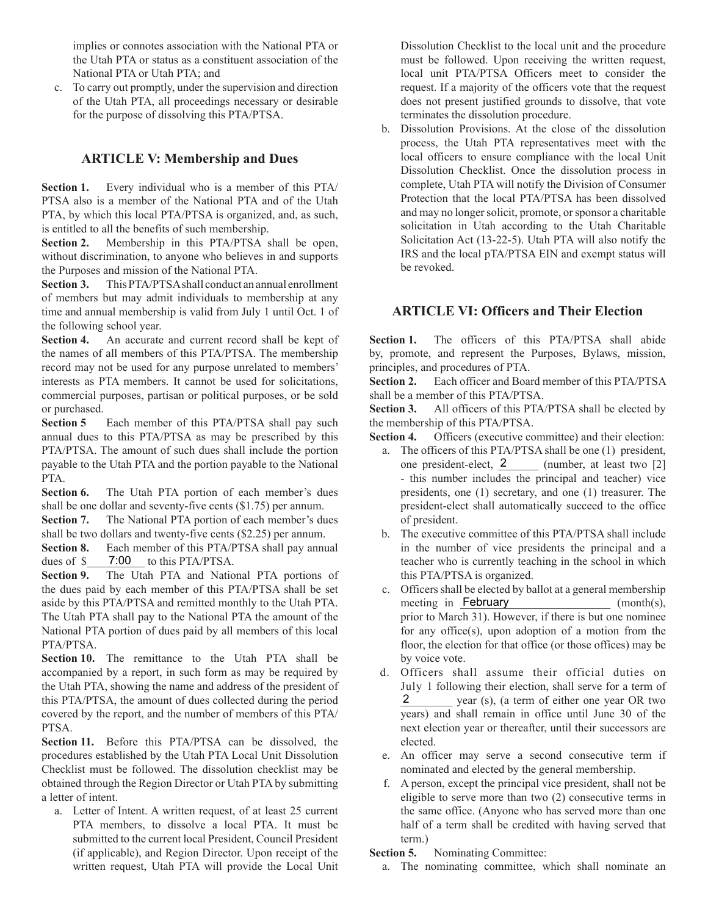implies or connotes association with the National PTA or the Utah PTA or status as a constituent association of the National PTA or Utah PTA; and

c. To carry out promptly, under the supervision and direction of the Utah PTA, all proceedings necessary or desirable for the purpose of dissolving this PTA/PTSA.

## ARTICLE V: Membership and Dues

**Section 1.** Every individual who is a member of this PTA/PTSA also is a member of the National PTA and of the Utah PTA, by which this local PTA/PTSA is organized, and, as such, is entitled to all the benefits of such membership.

**Section 2.** Membership in this PTA/PTSA shall be open, without discrimination, to anyone who believes in and supports the Purposes and mission of the National PTA.

**Section 3.** This PTA/PTSA shall conduct an annual enrollment of members but may admit individuals to membership at any time and annual membership is valid from July 1 until Oct. 1 of the following school year.

**Section 4.** An accurate and current record shall be kept of the names of all members of this PTA/PTSA. The membership record may not be used for any purpose unrelated to members' interests as PTA members. It cannot be used for solicitations, commercial purposes, partisan or political purposes, or be sold or purchased.

**Section 5** Each member of this PTA/PTSA shall pay such annual dues to this PTA/PTSA as may be prescribed by this PTA/PTSA. The amount of such dues shall include the portion payable to the Utah PTA and the portion payable to the National PTA.

**Section 6.** The Utah PTA portion of each member's dues shall be one dollar and seventy-five cents ($1.75) per annum.

**Section 7.** The National PTA portion of each member's dues shall be two dollars and twenty-five cents ($2.25) per annum.

**Section 8.** Each member of this PTA/PTSA shall pay annual dues of $___7:00___ to this PTA/PTSA.

**Section 9.** The Utah PTA and National PTA portions of the dues paid by each member of this PTA/PTSA shall be set aside by this PTA/PTSA and remitted monthly to the Utah PTA. The Utah PTA shall pay to the National PTA the amount of the National PTA portion of dues paid by all members of this local PTA/PTSA.

**Section 10.** The remittance to the Utah PTA shall be accompanied by a report, in such form as may be required by the Utah PTA, showing the name and address of the president of this PTA/PTSA, the amount of dues collected during the period covered by the report, and the number of members of this PTA/PTSA.

**Section 11.** Before this PTA/PTSA can be dissolved, the procedures established by the Utah PTA Local Unit Dissolution Checklist must be followed. The dissolution checklist may be obtained through the Region Director or Utah PTA by submitting a letter of intent.

a. Letter of Intent. A written request, of at least 25 current PTA members, to dissolve a local PTA. It must be submitted to the current local President, Council President (if applicable), and Region Director. Upon receipt of the written request, Utah PTA will provide the Local Unit Dissolution Checklist to the local unit and the procedure must be followed. Upon receiving the written request, local unit PTA/PTSA Officers meet to consider the request. If a majority of the officers vote that the request does not present justified grounds to dissolve, that vote terminates the dissolution procedure.

b. Dissolution Provisions. At the close of the dissolution process, the Utah PTA representatives meet with the local officers to ensure compliance with the local Unit Dissolution Checklist. Once the dissolution process in complete, Utah PTA will notify the Division of Consumer Protection that the local PTA/PTSA has been dissolved and may no longer solicit, promote, or sponsor a charitable solicitation in Utah according to the Utah Charitable Solicitation Act (13-22-5). Utah PTA will also notify the IRS and the local pTA/PTSA EIN and exempt status will be revoked.

## ARTICLE VI: Officers and Their Election

**Section 1.** The officers of this PTA/PTSA shall abide by, promote, and represent the Purposes, Bylaws, mission, principles, and procedures of PTA.

**Section 2.** Each officer and Board member of this PTA/PTSA shall be a member of this PTA/PTSA.

**Section 3.** All officers of this PTA/PTSA shall be elected by the membership of this PTA/PTSA.

**Section 4.** Officers (executive committee) and their election:

a. The officers of this PTA/PTSA shall be one (1) president, one president-elect, ___2___ (number, at least two [2] - this number includes the principal and teacher) vice presidents, one (1) secretary, and one (1) treasurer. The president-elect shall automatically succeed to the office of president.

b. The executive committee of this PTA/PTSA shall include in the number of vice presidents the principal and a teacher who is currently teaching in the school in which this PTA/PTSA is organized.

c. Officers shall be elected by ballot at a general membership meeting in ___February___ (month(s), prior to March 31). However, if there is but one nominee for any office(s), upon adoption of a motion from the floor, the election for that office (or those offices) may be by voice vote.

d. Officers shall assume their official duties on July 1 following their election, shall serve for a term of ___2___ year (s), (a term of either one year OR two years) and shall remain in office until June 30 of the next election year or thereafter, until their successors are elected.

e. An officer may serve a second consecutive term if nominated and elected by the general membership.

f. A person, except the principal vice president, shall not be eligible to serve more than two (2) consecutive terms in the same office. (Anyone who has served more than one half of a term shall be credited with having served that term.)

**Section 5.** Nominating Committee:

a. The nominating committee, which shall nominate an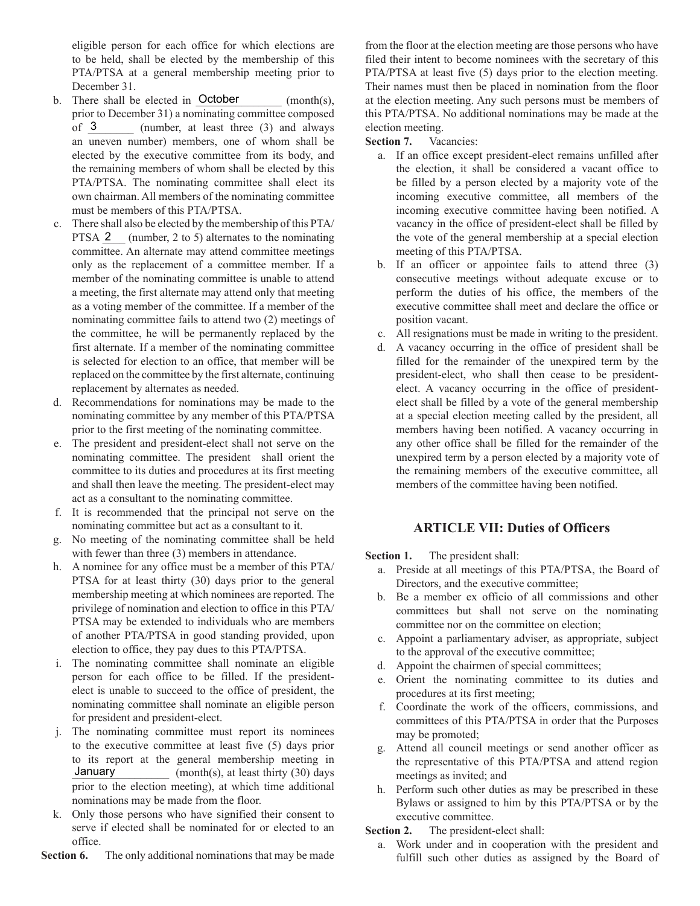eligible person for each office for which elections are to be held, shall be elected by the membership of this PTA/PTSA at a general membership meeting prior to December 31.

b. There shall be elected in October (month(s), prior to December 31) a nominating committee composed of 3 (number, at least three (3) and always an uneven number) members, one of whom shall be elected by the executive committee from its body, and the remaining members of whom shall be elected by this PTA/PTSA. The nominating committee shall elect its own chairman. All members of the nominating committee must be members of this PTA/PTSA.

c. There shall also be elected by the membership of this PTA/PTSA 2 (number, 2 to 5) alternates to the nominating committee. An alternate may attend committee meetings only as the replacement of a committee member. If a member of the nominating committee is unable to attend a meeting, the first alternate may attend only that meeting as a voting member of the committee. If a member of the nominating committee fails to attend two (2) meetings of the committee, he will be permanently replaced by the first alternate. If a member of the nominating committee is selected for election to an office, that member will be replaced on the committee by the first alternate, continuing replacement by alternates as needed.

d. Recommendations for nominations may be made to the nominating committee by any member of this PTA/PTSA prior to the first meeting of the nominating committee.

e. The president and president-elect shall not serve on the nominating committee. The president shall orient the committee to its duties and procedures at its first meeting and shall then leave the meeting. The president-elect may act as a consultant to the nominating committee.

f. It is recommended that the principal not serve on the nominating committee but act as a consultant to it.

g. No meeting of the nominating committee shall be held with fewer than three (3) members in attendance.

h. A nominee for any office must be a member of this PTA/PTSA for at least thirty (30) days prior to the general membership meeting at which nominees are reported. The privilege of nomination and election to office in this PTA/PTSA may be extended to individuals who are members of another PTA/PTSA in good standing provided, upon election to office, they pay dues to this PTA/PTSA.

i. The nominating committee shall nominate an eligible person for each office to be filled. If the president-elect is unable to succeed to the office of president, the nominating committee shall nominate an eligible person for president and president-elect.

j. The nominating committee must report its nominees to the executive committee at least five (5) days prior to its report at the general membership meeting in January (month(s), at least thirty (30) days prior to the election meeting), at which time additional nominations may be made from the floor.

k. Only those persons who have signified their consent to serve if elected shall be nominated for or elected to an office.

**Section 6.** The only additional nominations that may be made from the floor at the election meeting are those persons who have filed their intent to become nominees with the secretary of this PTA/PTSA at least five (5) days prior to the election meeting. Their names must then be placed in nomination from the floor at the election meeting. Any such persons must be members of this PTA/PTSA. No additional nominations may be made at the election meeting.

**Section 7.** Vacancies:

a. If an office except president-elect remains unfilled after the election, it shall be considered a vacant office to be filled by a person elected by a majority vote of the incoming executive committee, all members of the incoming executive committee having been notified. A vacancy in the office of president-elect shall be filled by the vote of the general membership at a special election meeting of this PTA/PTSA.

b. If an officer or appointee fails to attend three (3) consecutive meetings without adequate excuse or to perform the duties of his office, the members of the executive committee shall meet and declare the office or position vacant.

c. All resignations must be made in writing to the president.

d. A vacancy occurring in the office of president shall be filled for the remainder of the unexpired term by the president-elect, who shall then cease to be president-elect. A vacancy occurring in the office of president-elect shall be filled by a vote of the general membership at a special election meeting called by the president, all members having been notified. A vacancy occurring in any other office shall be filled for the remainder of the unexpired term by a person elected by a majority vote of the remaining members of the executive committee, all members of the committee having been notified.

## ARTICLE VII: Duties of Officers

**Section 1.** The president shall:

a. Preside at all meetings of this PTA/PTSA, the Board of Directors, and the executive committee;

b. Be a member ex officio of all commissions and other committees but shall not serve on the nominating committee nor on the committee on election;

c. Appoint a parliamentary adviser, as appropriate, subject to the approval of the executive committee;

d. Appoint the chairmen of special committees;

e. Orient the nominating committee to its duties and procedures at its first meeting;

f. Coordinate the work of the officers, commissions, and committees of this PTA/PTSA in order that the Purposes may be promoted;

g. Attend all council meetings or send another officer as the representative of this PTA/PTSA and attend region meetings as invited; and

h. Perform such other duties as may be prescribed in these Bylaws or assigned to him by this PTA/PTSA or by the executive committee.

**Section 2.** The president-elect shall:

a. Work under and in cooperation with the president and fulfill such other duties as assigned by the Board of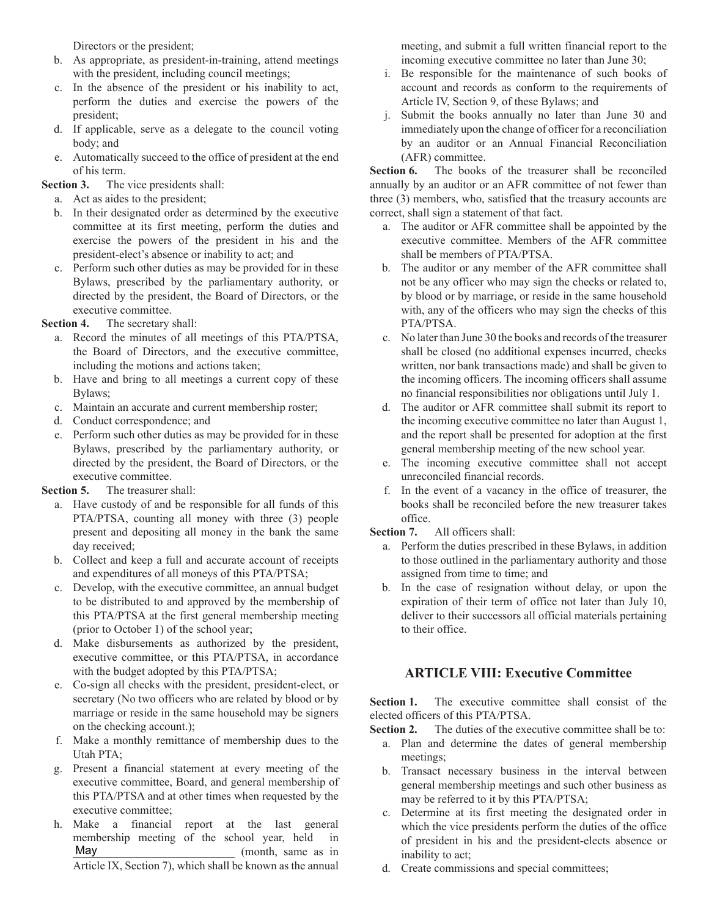Directors or the president;

b. As appropriate, as president-in-training, attend meetings with the president, including council meetings;
c. In the absence of the president or his inability to act, perform the duties and exercise the powers of the president;
d. If applicable, serve as a delegate to the council voting body; and
e. Automatically succeed to the office of president at the end of his term.

**Section 3.** The vice presidents shall:

a. Act as aides to the president;
b. In their designated order as determined by the executive committee at its first meeting, perform the duties and exercise the powers of the president in his and the president-elect's absence or inability to act; and
c. Perform such other duties as may be provided for in these Bylaws, prescribed by the parliamentary authority, or directed by the president, the Board of Directors, or the executive committee.

**Section 4.** The secretary shall:

a. Record the minutes of all meetings of this PTA/PTSA, the Board of Directors, and the executive committee, including the motions and actions taken;
b. Have and bring to all meetings a current copy of these Bylaws;
c. Maintain an accurate and current membership roster;
d. Conduct correspondence; and
e. Perform such other duties as may be provided for in these Bylaws, prescribed by the parliamentary authority, or directed by the president, the Board of Directors, or the executive committee.

**Section 5.** The treasurer shall:

a. Have custody of and be responsible for all funds of this PTA/PTSA, counting all money with three (3) people present and depositing all money in the bank the same day received;
b. Collect and keep a full and accurate account of receipts and expenditures of all moneys of this PTA/PTSA;
c. Develop, with the executive committee, an annual budget to be distributed to and approved by the membership of this PTA/PTSA at the first general membership meeting (prior to October 1) of the school year;
d. Make disbursements as authorized by the president, executive committee, or this PTA/PTSA, in accordance with the budget adopted by this PTA/PTSA;
e. Co-sign all checks with the president, president-elect, or secretary (No two officers who are related by blood or by marriage or reside in the same household may be signers on the checking account.);
f. Make a monthly remittance of membership dues to the Utah PTA;
g. Present a financial statement at every meeting of the executive committee, Board, and general membership of this PTA/PTSA and at other times when requested by the executive committee;
h. Make a financial report at the last general membership meeting of the school year, held in May (month, same as in Article IX, Section 7), which shall be known as the annual meeting, and submit a full written financial report to the incoming executive committee no later than June 30;
i. Be responsible for the maintenance of such books of account and records as conform to the requirements of Article IV, Section 9, of these Bylaws; and
j. Submit the books annually no later than June 30 and immediately upon the change of officer for a reconciliation by an auditor or an Annual Financial Reconciliation (AFR) committee.

**Section 6.** The books of the treasurer shall be reconciled annually by an auditor or an AFR committee of not fewer than three (3) members, who, satisfied that the treasury accounts are correct, shall sign a statement of that fact.

a. The auditor or AFR committee shall be appointed by the executive committee. Members of the AFR committee shall be members of PTA/PTSA.
b. The auditor or any member of the AFR committee shall not be any officer who may sign the checks or related to, by blood or by marriage, or reside in the same household with, any of the officers who may sign the checks of this PTA/PTSA.
c. No later than June 30 the books and records of the treasurer shall be closed (no additional expenses incurred, checks written, nor bank transactions made) and shall be given to the incoming officers. The incoming officers shall assume no financial responsibilities nor obligations until July 1.
d. The auditor or AFR committee shall submit its report to the incoming executive committee no later than August 1, and the report shall be presented for adoption at the first general membership meeting of the new school year.
e. The incoming executive committee shall not accept unreconciled financial records.
f. In the event of a vacancy in the office of treasurer, the books shall be reconciled before the new treasurer takes office.

**Section 7.** All officers shall:

a. Perform the duties prescribed in these Bylaws, in addition to those outlined in the parliamentary authority and those assigned from time to time; and
b. In the case of resignation without delay, or upon the expiration of their term of office not later than July 10, deliver to their successors all official materials pertaining to their office.

## ARTICLE VIII: Executive Committee

**Section 1.** The executive committee shall consist of the elected officers of this PTA/PTSA.

**Section 2.** The duties of the executive committee shall be to:

a. Plan and determine the dates of general membership meetings;
b. Transact necessary business in the interval between general membership meetings and such other business as may be referred to it by this PTA/PTSA;
c. Determine at its first meeting the designated order in which the vice presidents perform the duties of the office of president in his and the president-elects absence or inability to act;
d. Create commissions and special committees;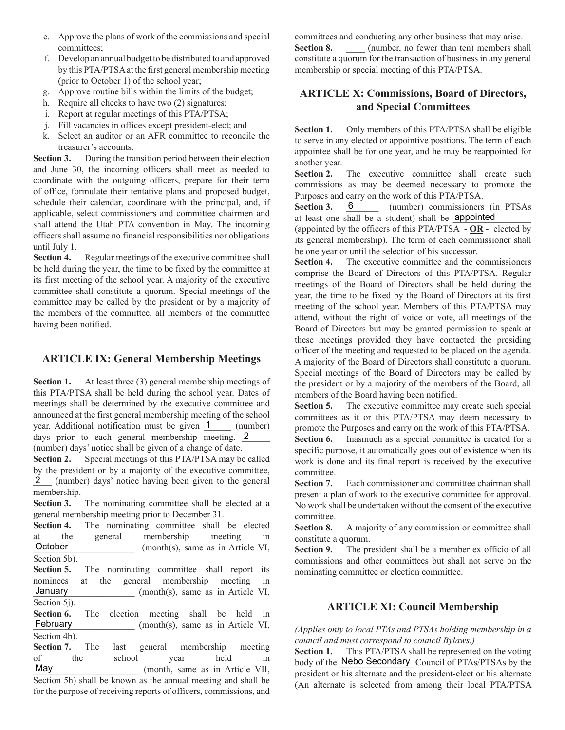e. Approve the plans of work of the commissions and special committees;
f. Develop an annual budget to be distributed to and approved by this PTA/PTSA at the first general membership meeting (prior to October 1) of the school year;
g. Approve routine bills within the limits of the budget;
h. Require all checks to have two (2) signatures;
i. Report at regular meetings of this PTA/PTSA;
j. Fill vacancies in offices except president-elect; and
k. Select an auditor or an AFR committee to reconcile the treasurer's accounts.

**Section 3.** During the transition period between their election and June 30, the incoming officers shall meet as needed to coordinate with the outgoing officers, prepare for their term of office, formulate their tentative plans and proposed budget, schedule their calendar, coordinate with the principal, and, if applicable, select commissioners and committee chairmen and shall attend the Utah PTA convention in May. The incoming officers shall assume no financial responsibilities nor obligations until July 1.

**Section 4.** Regular meetings of the executive committee shall be held during the year, the time to be fixed by the committee at its first meeting of the school year. A majority of the executive committee shall constitute a quorum. Special meetings of the committee may be called by the president or by a majority of the members of the committee, all members of the committee having been notified.

## ARTICLE IX: General Membership Meetings

**Section 1.** At least three (3) general membership meetings of this PTA/PTSA shall be held during the school year. Dates of meetings shall be determined by the executive committee and announced at the first general membership meeting of the school year. Additional notification must be given 1 (number) days prior to each general membership meeting. 2 (number) days' notice shall be given of a change of date.

**Section 2.** Special meetings of this PTA/PTSA may be called by the president or by a majority of the executive committee, 2 (number) days' notice having been given to the general membership.

**Section 3.** The nominating committee shall be elected at a general membership meeting prior to December 31.

**Section 4.** The nominating committee shall be elected at the general membership meeting in October (month(s), same as in Article VI, Section 5b).

**Section 5.** The nominating committee shall report its nominees at the general membership meeting in January (month(s), same as in Article VI, Section 5j).

**Section 6.** The election meeting shall be held in February (month(s), same as in Article VI, Section 4b).

**Section 7.** The last general membership meeting of the school year held in May (month, same as in Article VII, Section 5h) shall be known as the annual meeting and shall be for the purpose of receiving reports of officers, commissions, and committees and conducting any other business that may arise.

**Section 8.** ____ (number, no fewer than ten) members shall constitute a quorum for the transaction of business in any general membership or special meeting of this PTA/PTSA.

## ARTICLE X: Commissions, Board of Directors, and Special Committees

**Section 1.** Only members of this PTA/PTSA shall be eligible to serve in any elected or appointive positions. The term of each appointee shall be for one year, and he may be reappointed for another year.

**Section 2.** The executive committee shall create such commissions as may be deemed necessary to promote the Purposes and carry on the work of this PTA/PTSA.

**Section 3.** 6 (number) commissioners (in PTSAs at least one shall be a student) shall be appointed (appointed by the officers of this PTA/PTSA - **OR** - elected by its general membership). The term of each commissioner shall be one year or until the selection of his successor.

**Section 4.** The executive committee and the commissioners comprise the Board of Directors of this PTA/PTSA. Regular meetings of the Board of Directors shall be held during the year, the time to be fixed by the Board of Directors at its first meeting of the school year. Members of this PTA/PTSA may attend, without the right of voice or vote, all meetings of the Board of Directors but may be granted permission to speak at these meetings provided they have contacted the presiding officer of the meeting and requested to be placed on the agenda. A majority of the Board of Directors shall constitute a quorum. Special meetings of the Board of Directors may be called by the president or by a majority of the members of the Board, all members of the Board having been notified.

**Section 5.** The executive committee may create such special committees as it or this PTA/PTSA may deem necessary to promote the Purposes and carry on the work of this PTA/PTSA.

**Section 6.** Inasmuch as a special committee is created for a specific purpose, it automatically goes out of existence when its work is done and its final report is received by the executive committee.

**Section 7.** Each commissioner and committee chairman shall present a plan of work to the executive committee for approval. No work shall be undertaken without the consent of the executive committee.

**Section 8.** A majority of any commission or committee shall constitute a quorum.

**Section 9.** The president shall be a member ex officio of all commissions and other committees but shall not serve on the nominating committee or election committee.

## ARTICLE XI: Council Membership

*(Applies only to local PTAs and PTSAs holding membership in a council and must correspond to council Bylaws.)*

**Section 1.** This PTA/PTSA shall be represented on the voting body of the Nebo Secondary Council of PTAs/PTSAs by the president or his alternate and the president-elect or his alternate (An alternate is selected from among their local PTA/PTSA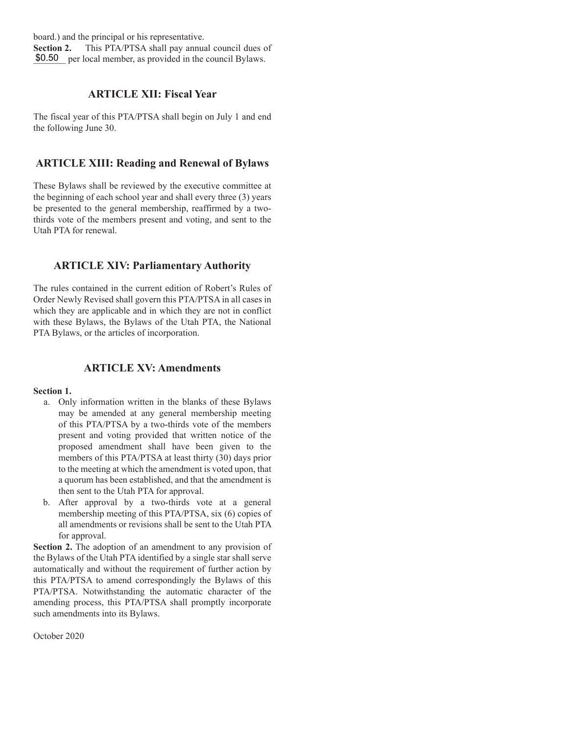board.) and the principal or his representative.

**Section 2.** This PTA/PTSA shall pay annual council dues of $0.50 per local member, as provided in the council Bylaws.

## ARTICLE XII: Fiscal Year

The fiscal year of this PTA/PTSA shall begin on July 1 and end the following June 30.

## ARTICLE XIII: Reading and Renewal of Bylaws

These Bylaws shall be reviewed by the executive committee at the beginning of each school year and shall every three (3) years be presented to the general membership, reaffirmed by a two-thirds vote of the members present and voting, and sent to the Utah PTA for renewal.

## ARTICLE XIV: Parliamentary Authority

The rules contained in the current edition of Robert's Rules of Order Newly Revised shall govern this PTA/PTSA in all cases in which they are applicable and in which they are not in conflict with these Bylaws, the Bylaws of the Utah PTA, the National PTA Bylaws, or the articles of incorporation.

## ARTICLE XV: Amendments

**Section 1.**

a. Only information written in the blanks of these Bylaws may be amended at any general membership meeting of this PTA/PTSA by a two-thirds vote of the members present and voting provided that written notice of the proposed amendment shall have been given to the members of this PTA/PTSA at least thirty (30) days prior to the meeting at which the amendment is voted upon, that a quorum has been established, and that the amendment is then sent to the Utah PTA for approval.

b. After approval by a two-thirds vote at a general membership meeting of this PTA/PTSA, six (6) copies of all amendments or revisions shall be sent to the Utah PTA for approval.

**Section 2.** The adoption of an amendment to any provision of the Bylaws of the Utah PTA identified by a single star shall serve automatically and without the requirement of further action by this PTA/PTSA to amend correspondingly the Bylaws of this PTA/PTSA. Notwithstanding the automatic character of the amending process, this PTA/PTSA shall promptly incorporate such amendments into its Bylaws.

October 2020